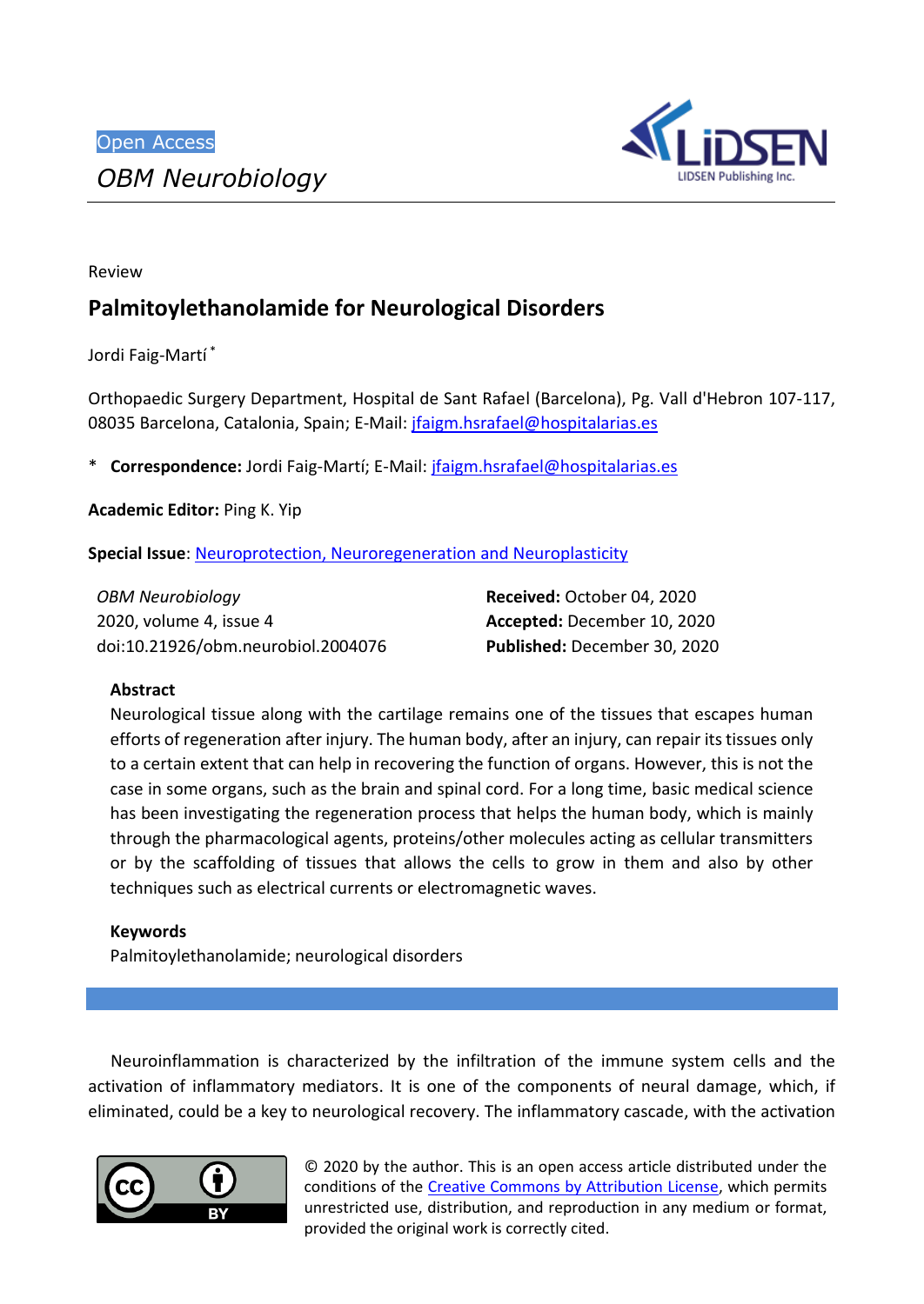Open Access

*OBM Neurobiology*

Review

# Palmitoylethanolamide for Neurological Disorders

Jordi Faig-Martí *

Orthopaedic Surgery Department, Hospital de Sant Rafael (Barcelona), Pg. Vall d'Hebron 107-117, 08035 Barcelona, Catalonia, Spain; E-Mail: jfaigm.hsrafael@hospitalarias.es

\* **Correspondence:** Jordi Faig-Martí; E-Mail: jfaigm.hsrafael@hospitalarias.es

**Academic Editor:** Ping K. Yip

**Special Issue**: Neuroprotection, Neuroregeneration and Neuroplasticity

*OBM Neurobiology*
2020, volume 4, issue 4
doi:10.21926/obm.neurobiol.2004076

**Received:** October 04, 2020
**Accepted:** December 10, 2020
**Published:** December 30, 2020

## Abstract

Neurological tissue along with the cartilage remains one of the tissues that escapes human efforts of regeneration after injury. The human body, after an injury, can repair its tissues only to a certain extent that can help in recovering the function of organs. However, this is not the case in some organs, such as the brain and spinal cord. For a long time, basic medical science has been investigating the regeneration process that helps the human body, which is mainly through the pharmacological agents, proteins/other molecules acting as cellular transmitters or by the scaffolding of tissues that allows the cells to grow in them and also by other techniques such as electrical currents or electromagnetic waves.

## Keywords

Palmitoylethanolamide; neurological disorders

Neuroinflammation is characterized by the infiltration of the immune system cells and the activation of inflammatory mediators. It is one of the components of neural damage, which, if eliminated, could be a key to neurological recovery. The inflammatory cascade, with the activation

© 2020 by the author. This is an open access article distributed under the conditions of the Creative Commons by Attribution License, which permits unrestricted use, distribution, and reproduction in any medium or format, provided the original work is correctly cited.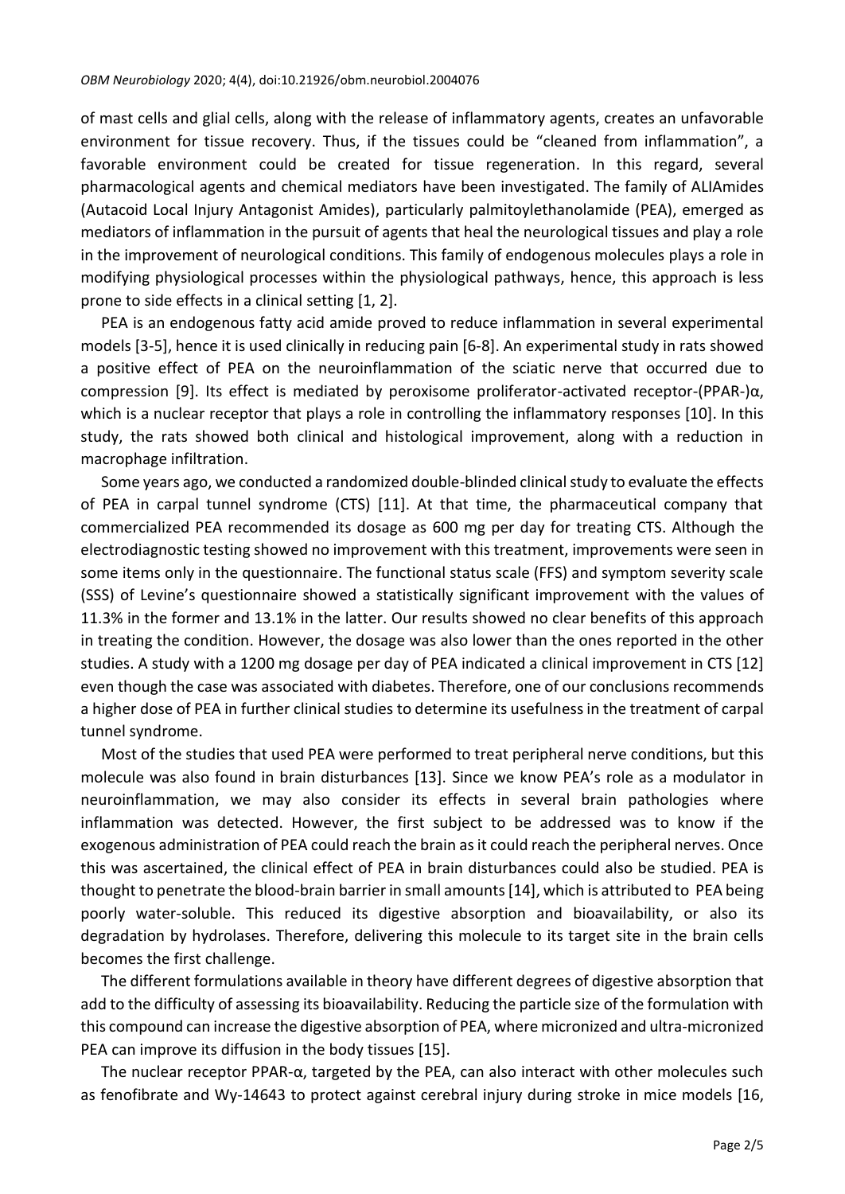of mast cells and glial cells, along with the release of inflammatory agents, creates an unfavorable environment for tissue recovery. Thus, if the tissues could be "cleaned from inflammation", a favorable environment could be created for tissue regeneration. In this regard, several pharmacological agents and chemical mediators have been investigated. The family of ALIAmides (Autacoid Local Injury Antagonist Amides), particularly palmitoylethanolamide (PEA), emerged as mediators of inflammation in the pursuit of agents that heal the neurological tissues and play a role in the improvement of neurological conditions. This family of endogenous molecules plays a role in modifying physiological processes within the physiological pathways, hence, this approach is less prone to side effects in a clinical setting [1, 2].

PEA is an endogenous fatty acid amide proved to reduce inflammation in several experimental models [3-5], hence it is used clinically in reducing pain [6-8]. An experimental study in rats showed a positive effect of PEA on the neuroinflammation of the sciatic nerve that occurred due to compression [9]. Its effect is mediated by peroxisome proliferator-activated receptor-(PPAR-)α, which is a nuclear receptor that plays a role in controlling the inflammatory responses [10]. In this study, the rats showed both clinical and histological improvement, along with a reduction in macrophage infiltration.

Some years ago, we conducted a randomized double-blinded clinical study to evaluate the effects of PEA in carpal tunnel syndrome (CTS) [11]. At that time, the pharmaceutical company that commercialized PEA recommended its dosage as 600 mg per day for treating CTS. Although the electrodiagnostic testing showed no improvement with this treatment, improvements were seen in some items only in the questionnaire. The functional status scale (FFS) and symptom severity scale (SSS) of Levine's questionnaire showed a statistically significant improvement with the values of 11.3% in the former and 13.1% in the latter. Our results showed no clear benefits of this approach in treating the condition. However, the dosage was also lower than the ones reported in the other studies. A study with a 1200 mg dosage per day of PEA indicated a clinical improvement in CTS [12] even though the case was associated with diabetes. Therefore, one of our conclusions recommends a higher dose of PEA in further clinical studies to determine its usefulness in the treatment of carpal tunnel syndrome.

Most of the studies that used PEA were performed to treat peripheral nerve conditions, but this molecule was also found in brain disturbances [13]. Since we know PEA's role as a modulator in neuroinflammation, we may also consider its effects in several brain pathologies where inflammation was detected. However, the first subject to be addressed was to know if the exogenous administration of PEA could reach the brain as it could reach the peripheral nerves. Once this was ascertained, the clinical effect of PEA in brain disturbances could also be studied. PEA is thought to penetrate the blood-brain barrier in small amounts [14], which is attributed to PEA being poorly water-soluble. This reduced its digestive absorption and bioavailability, or also its degradation by hydrolases. Therefore, delivering this molecule to its target site in the brain cells becomes the first challenge.

The different formulations available in theory have different degrees of digestive absorption that add to the difficulty of assessing its bioavailability. Reducing the particle size of the formulation with this compound can increase the digestive absorption of PEA, where micronized and ultra-micronized PEA can improve its diffusion in the body tissues [15].

The nuclear receptor PPAR-α, targeted by the PEA, can also interact with other molecules such as fenofibrate and Wy-14643 to protect against cerebral injury during stroke in mice models [16,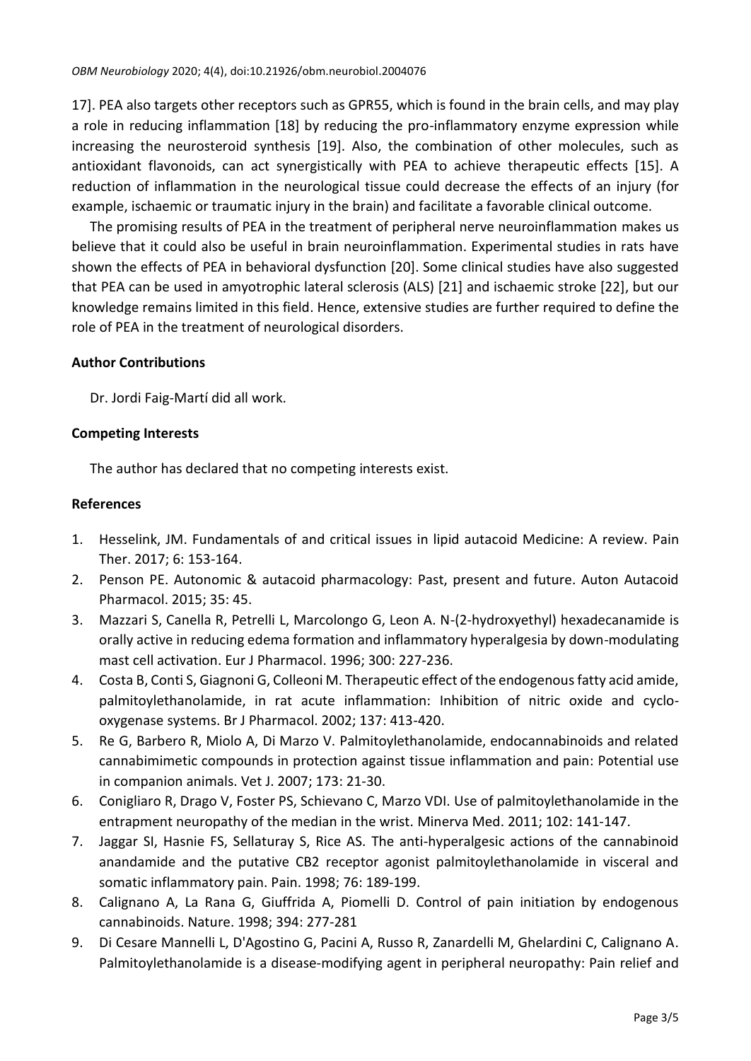17]. PEA also targets other receptors such as GPR55, which is found in the brain cells, and may play a role in reducing inflammation [18] by reducing the pro-inflammatory enzyme expression while increasing the neurosteroid synthesis [19]. Also, the combination of other molecules, such as antioxidant flavonoids, can act synergistically with PEA to achieve therapeutic effects [15]. A reduction of inflammation in the neurological tissue could decrease the effects of an injury (for example, ischaemic or traumatic injury in the brain) and facilitate a favorable clinical outcome.

The promising results of PEA in the treatment of peripheral nerve neuroinflammation makes us believe that it could also be useful in brain neuroinflammation. Experimental studies in rats have shown the effects of PEA in behavioral dysfunction [20]. Some clinical studies have also suggested that PEA can be used in amyotrophic lateral sclerosis (ALS) [21] and ischaemic stroke [22], but our knowledge remains limited in this field. Hence, extensive studies are further required to define the role of PEA in the treatment of neurological disorders.

## Author Contributions

Dr. Jordi Faig-Martí did all work.

## Competing Interests

The author has declared that no competing interests exist.

## References

1. Hesselink, JM. Fundamentals of and critical issues in lipid autacoid Medicine: A review. Pain Ther. 2017; 6: 153-164.
2. Penson PE. Autonomic & autacoid pharmacology: Past, present and future. Auton Autacoid Pharmacol. 2015; 35: 45.
3. Mazzari S, Canella R, Petrelli L, Marcolongo G, Leon A. N-(2-hydroxyethyl) hexadecanamide is orally active in reducing edema formation and inflammatory hyperalgesia by down-modulating mast cell activation. Eur J Pharmacol. 1996; 300: 227-236.
4. Costa B, Conti S, Giagnoni G, Colleoni M. Therapeutic effect of the endogenous fatty acid amide, palmitoylethanolamide, in rat acute inflammation: Inhibition of nitric oxide and cyclo-oxygenase systems. Br J Pharmacol. 2002; 137: 413-420.
5. Re G, Barbero R, Miolo A, Di Marzo V. Palmitoylethanolamide, endocannabinoids and related cannabimimetic compounds in protection against tissue inflammation and pain: Potential use in companion animals. Vet J. 2007; 173: 21-30.
6. Conigliaro R, Drago V, Foster PS, Schievano C, Marzo VDI. Use of palmitoylethanolamide in the entrapment neuropathy of the median in the wrist. Minerva Med. 2011; 102: 141-147.
7. Jaggar SI, Hasnie FS, Sellaturay S, Rice AS. The anti-hyperalgesic actions of the cannabinoid anandamide and the putative CB2 receptor agonist palmitoylethanolamide in visceral and somatic inflammatory pain. Pain. 1998; 76: 189-199.
8. Calignano A, La Rana G, Giuffrida A, Piomelli D. Control of pain initiation by endogenous cannabinoids. Nature. 1998; 394: 277-281
9. Di Cesare Mannelli L, D'Agostino G, Pacini A, Russo R, Zanardelli M, Ghelardini C, Calignano A. Palmitoylethanolamide is a disease-modifying agent in peripheral neuropathy: Pain relief and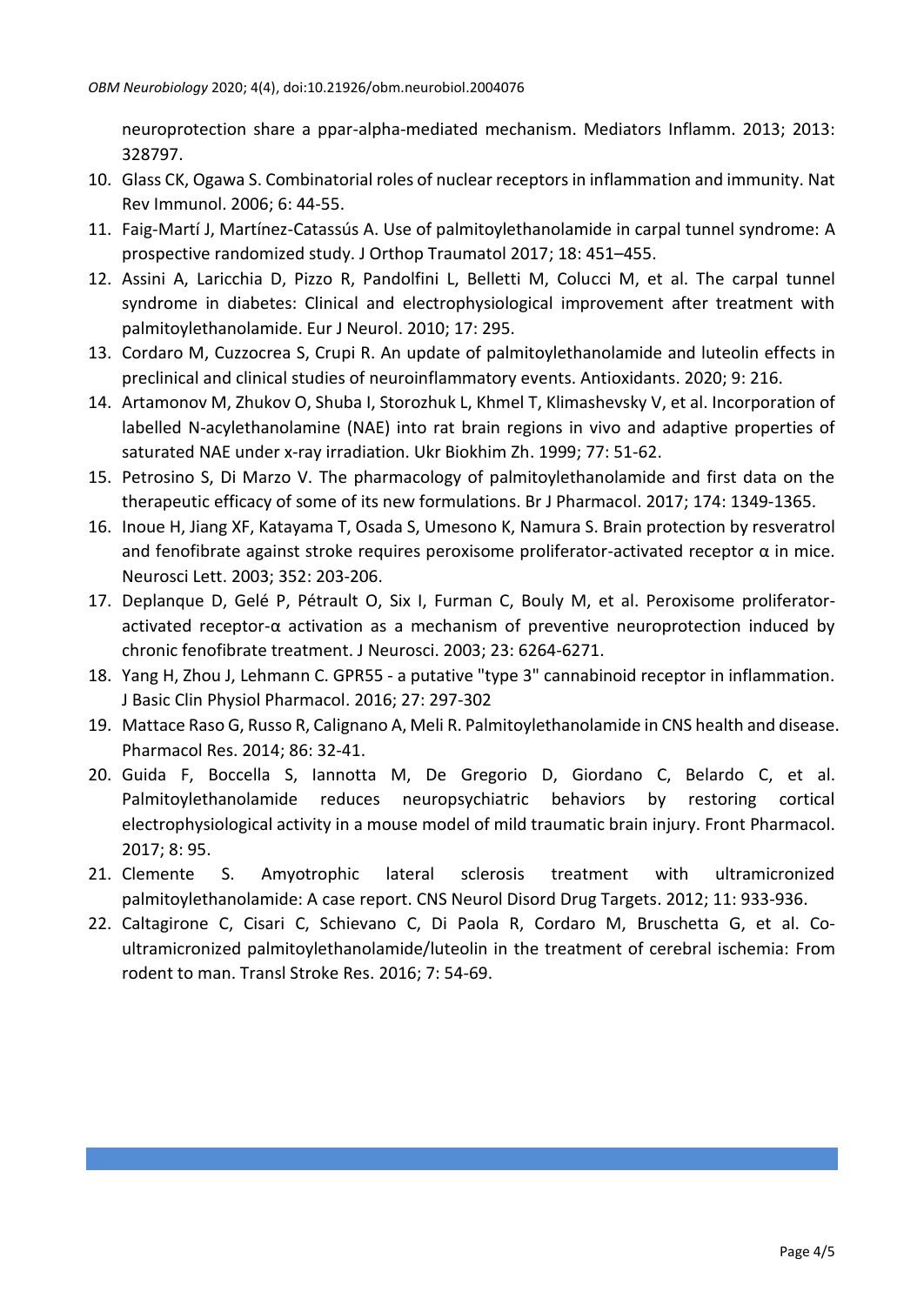neuroprotection share a ppar-alpha-mediated mechanism. Mediators Inflamm. 2013; 2013: 328797.

10. Glass CK, Ogawa S. Combinatorial roles of nuclear receptors in inflammation and immunity. Nat Rev Immunol. 2006; 6: 44-55.
11. Faig-Martí J, Martínez-Catassús A. Use of palmitoylethanolamide in carpal tunnel syndrome: A prospective randomized study. J Orthop Traumatol 2017; 18: 451–455.
12. Assini A, Laricchia D, Pizzo R, Pandolfini L, Belletti M, Colucci M, et al. The carpal tunnel syndrome in diabetes: Clinical and electrophysiological improvement after treatment with palmitoylethanolamide. Eur J Neurol. 2010; 17: 295.
13. Cordaro M, Cuzzocrea S, Crupi R. An update of palmitoylethanolamide and luteolin effects in preclinical and clinical studies of neuroinflammatory events. Antioxidants. 2020; 9: 216.
14. Artamonov M, Zhukov O, Shuba I, Storozhuk L, Khmel T, Klimashevsky V, et al. Incorporation of labelled N-acylethanolamine (NAE) into rat brain regions in vivo and adaptive properties of saturated NAE under x-ray irradiation. Ukr Biokhim Zh. 1999; 77: 51-62.
15. Petrosino S, Di Marzo V. The pharmacology of palmitoylethanolamide and first data on the therapeutic efficacy of some of its new formulations. Br J Pharmacol. 2017; 174: 1349-1365.
16. Inoue H, Jiang XF, Katayama T, Osada S, Umesono K, Namura S. Brain protection by resveratrol and fenofibrate against stroke requires peroxisome proliferator-activated receptor α in mice. Neurosci Lett. 2003; 352: 203-206.
17. Deplanque D, Gelé P, Pétrault O, Six I, Furman C, Bouly M, et al. Peroxisome proliferator-activated receptor-α activation as a mechanism of preventive neuroprotection induced by chronic fenofibrate treatment. J Neurosci. 2003; 23: 6264-6271.
18. Yang H, Zhou J, Lehmann C. GPR55 - a putative "type 3" cannabinoid receptor in inflammation. J Basic Clin Physiol Pharmacol. 2016; 27: 297-302
19. Mattace Raso G, Russo R, Calignano A, Meli R. Palmitoylethanolamide in CNS health and disease. Pharmacol Res. 2014; 86: 32-41.
20. Guida F, Boccella S, Iannotta M, De Gregorio D, Giordano C, Belardo C, et al. Palmitoylethanolamide reduces neuropsychiatric behaviors by restoring cortical electrophysiological activity in a mouse model of mild traumatic brain injury. Front Pharmacol. 2017; 8: 95.
21. Clemente S. Amyotrophic lateral sclerosis treatment with ultramicronized palmitoylethanolamide: A case report. CNS Neurol Disord Drug Targets. 2012; 11: 933-936.
22. Caltagirone C, Cisari C, Schievano C, Di Paola R, Cordaro M, Bruschetta G, et al. Co-ultramicronized palmitoylethanolamide/luteolin in the treatment of cerebral ischemia: From rodent to man. Transl Stroke Res. 2016; 7: 54-69.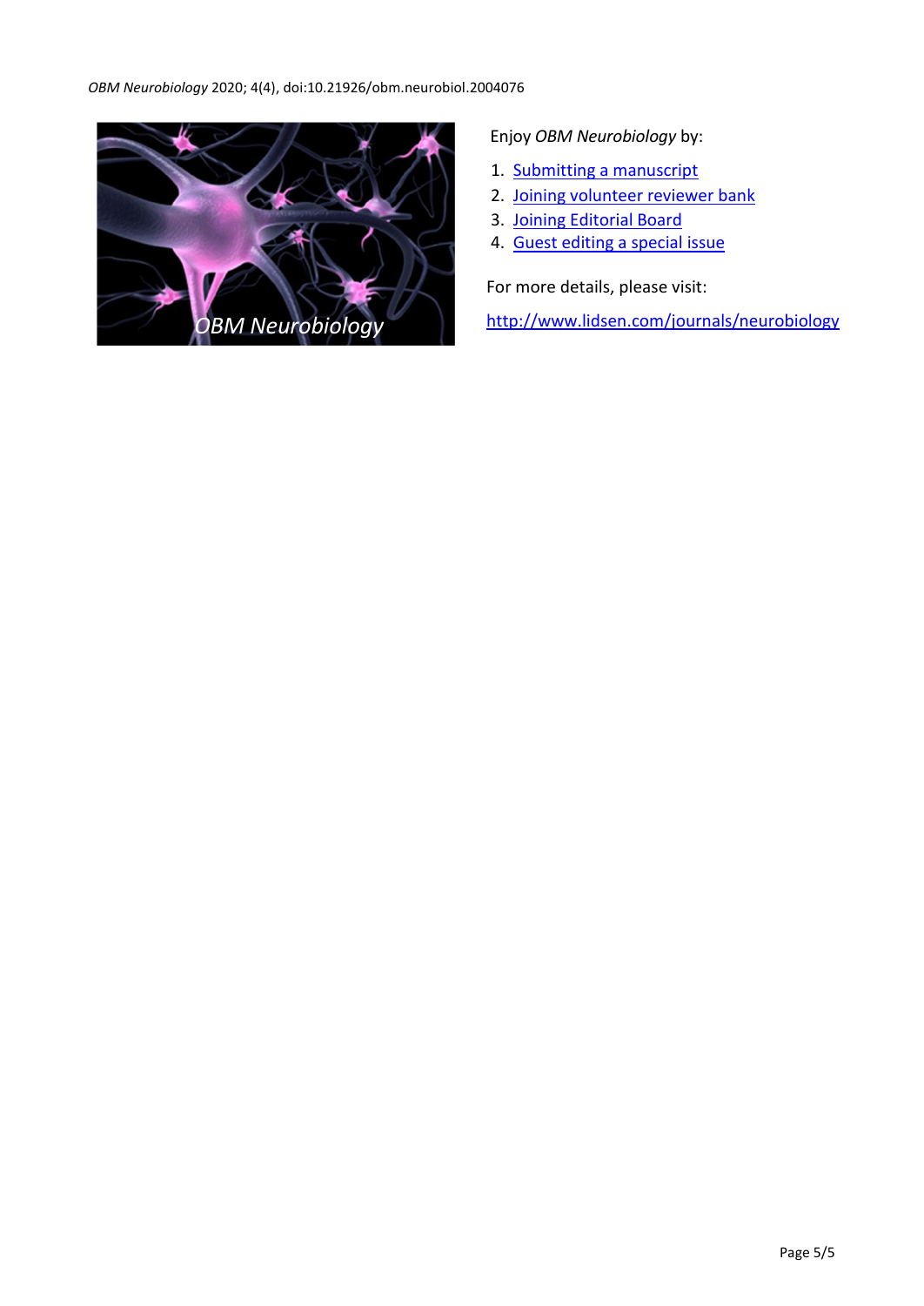Enjoy *OBM Neurobiology* by:

1. Submitting a manuscript
2. Joining volunteer reviewer bank
3. Joining Editorial Board
4. Guest editing a special issue

For more details, please visit:

http://www.lidsen.com/journals/neurobiology